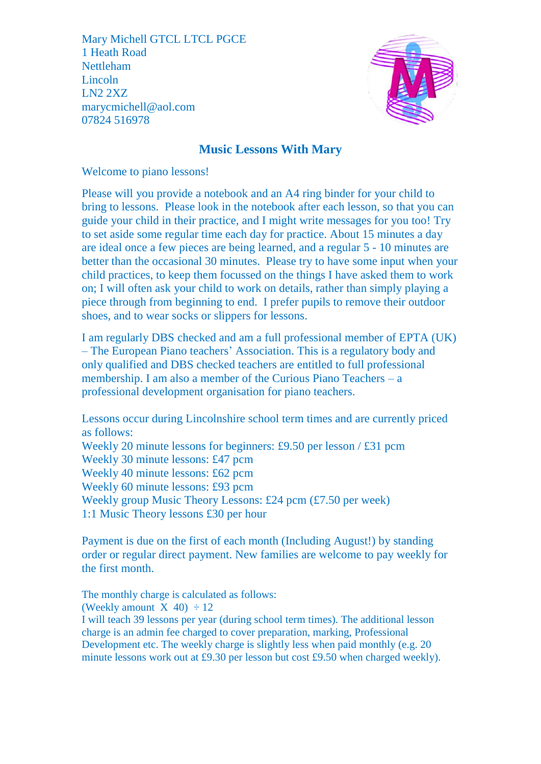Mary Michell GTCL LTCL PGCE
1 Heath Road
Nettleham
Lincoln
LN2 2XZ
marycmichell@aol.com
07824 516978

## Music Lessons With Mary

Welcome to piano lessons!

Please will you provide a notebook and an A4 ring binder for your child to bring to lessons. Please look in the notebook after each lesson, so that you can guide your child in their practice, and I might write messages for you too! Try to set aside some regular time each day for practice. About 15 minutes a day are ideal once a few pieces are being learned, and a regular 5 - 10 minutes are better than the occasional 30 minutes. Please try to have some input when your child practices, to keep them focussed on the things I have asked them to work on; I will often ask your child to work on details, rather than simply playing a piece through from beginning to end. I prefer pupils to remove their outdoor shoes, and to wear socks or slippers for lessons.

I am regularly DBS checked and am a full professional member of EPTA (UK) – The European Piano teachers' Association. This is a regulatory body and only qualified and DBS checked teachers are entitled to full professional membership. I am also a member of the Curious Piano Teachers – a professional development organisation for piano teachers.

Lessons occur during Lincolnshire school term times and are currently priced as follows:
Weekly 20 minute lessons for beginners: £9.50 per lesson / £31 pcm
Weekly 30 minute lessons: £47 pcm
Weekly 40 minute lessons: £62 pcm
Weekly 60 minute lessons: £93 pcm
Weekly group Music Theory Lessons: £24 pcm (£7.50 per week)
1:1 Music Theory lessons £30 per hour

Payment is due on the first of each month (Including August!) by standing order or regular direct payment. New families are welcome to pay weekly for the first month.

The monthly charge is calculated as follows:
(Weekly amount X 40) ÷ 12
I will teach 39 lessons per year (during school term times). The additional lesson charge is an admin fee charged to cover preparation, marking, Professional Development etc. The weekly charge is slightly less when paid monthly (e.g. 20 minute lessons work out at £9.30 per lesson but cost £9.50 when charged weekly).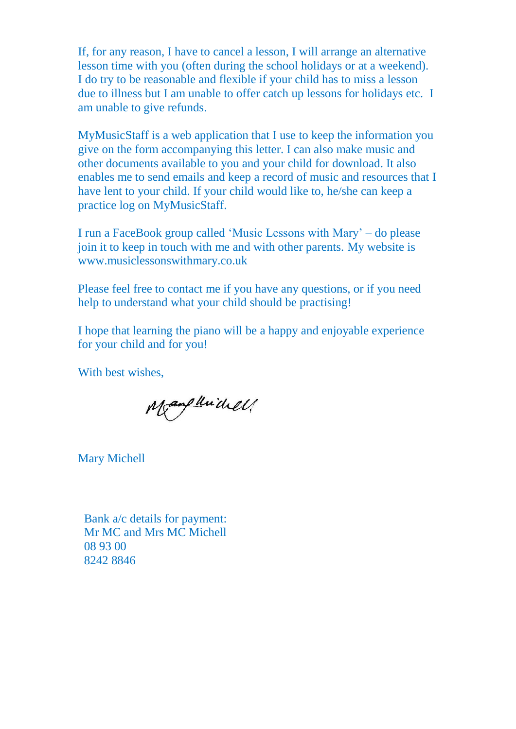If, for any reason, I have to cancel a lesson, I will arrange an alternative lesson time with you (often during the school holidays or at a weekend). I do try to be reasonable and flexible if your child has to miss a lesson due to illness but I am unable to offer catch up lessons for holidays etc. I am unable to give refunds.

MyMusicStaff is a web application that I use to keep the information you give on the form accompanying this letter. I can also make music and other documents available to you and your child for download. It also enables me to send emails and keep a record of music and resources that I have lent to your child. If your child would like to, he/she can keep a practice log on MyMusicStaff.

I run a FaceBook group called 'Music Lessons with Mary' – do please join it to keep in touch with me and with other parents. My website is www.musiclessonswithmary.co.uk

Please feel free to contact me if you have any questions, or if you need help to understand what your child should be practising!

I hope that learning the piano will be a happy and enjoyable experience for your child and for you!

With best wishes,

Mary Michell

Bank a/c details for payment:
Mr MC and Mrs MC Michell
08 93 00
8242 8846